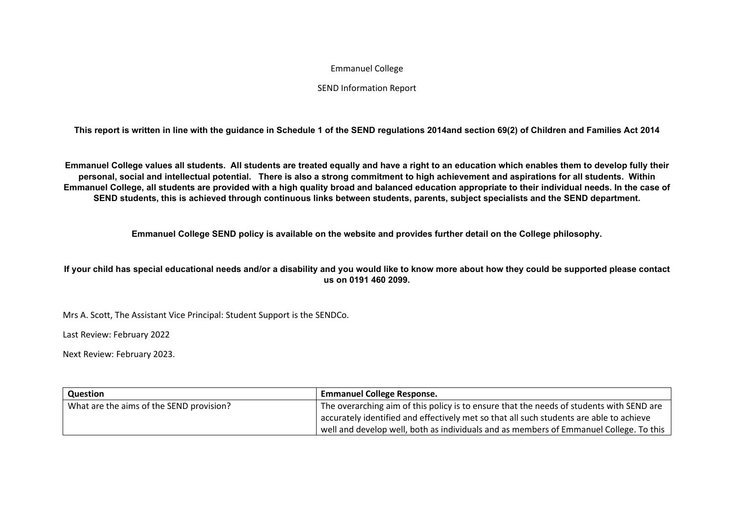Emmanuel College

SEND Information Report

**This report is written in line with the guidance in Schedule 1 of the SEND regulations 2014and section 69(2) of Children and Families Act 2014**

**Emmanuel College values all students. All students are treated equally and have a right to an education which enables them to develop fully their personal, social and intellectual potential. There is also a strong commitment to high achievement and aspirations for all students. Within Emmanuel College, all students are provided with a high quality broad and balanced education appropriate to their individual needs. In the case of SEND students, this is achieved through continuous links between students, parents, subject specialists and the SEND department.**

**Emmanuel College SEND policy is available on the website and provides further detail on the College philosophy.**

**If your child has special educational needs and/or a disability and you would like to know more about how they could be supported please contact us on 0191 460 2099.**

Mrs A. Scott, The Assistant Vice Principal: Student Support is the SENDCo.

Last Review: February 2022

Next Review: February 2023.

| **Question** | **Emmanuel College Response.** |
|---|---|
| What are the aims of the SEND provision? | The overarching aim of this policy is to ensure that the needs of students with SEND are accurately identified and effectively met so that all such students are able to achieve well and develop well, both as individuals and as members of Emmanuel College. To this |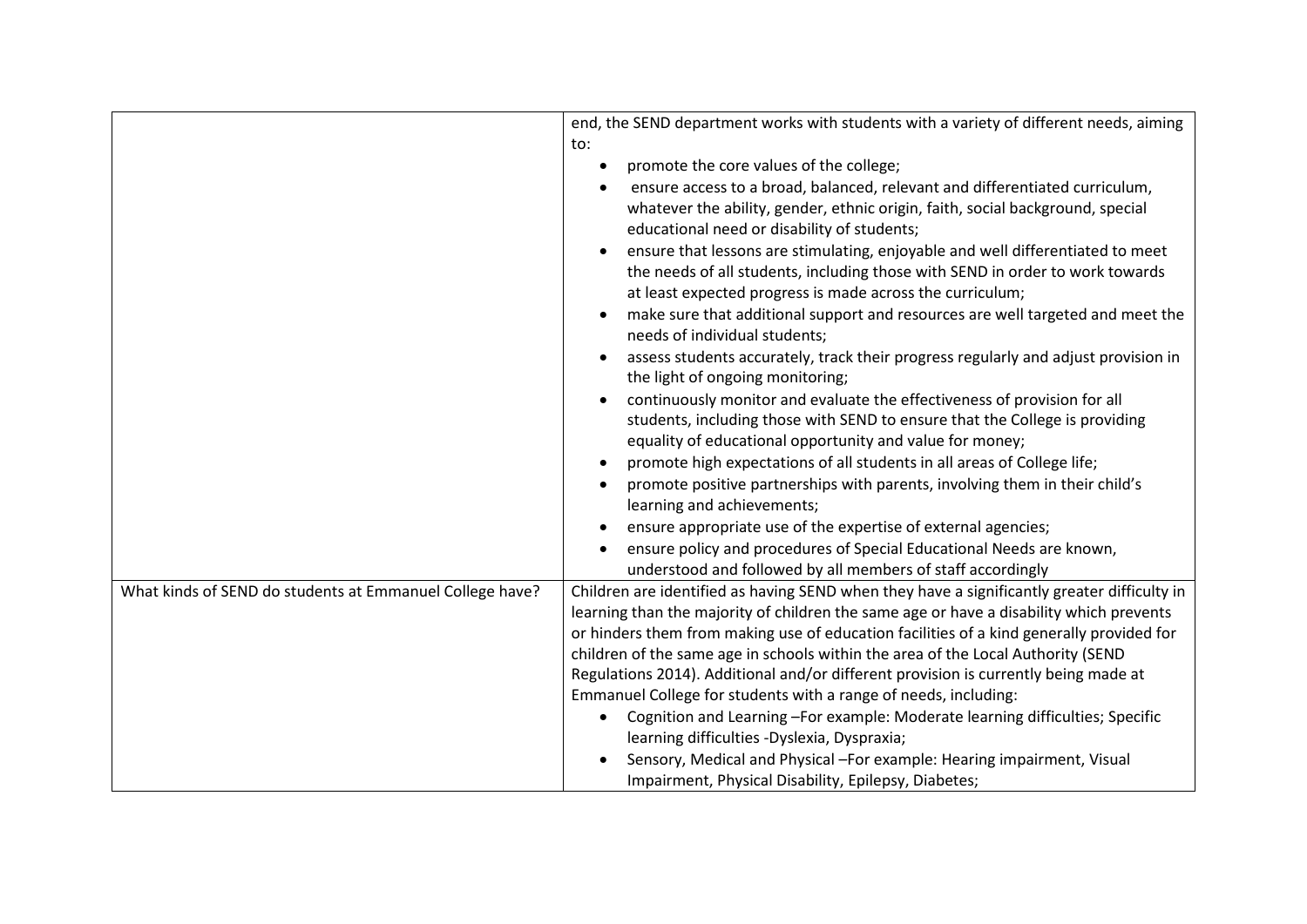| | |
|---|---|
| | end, the SEND department works with students with a variety of different needs, aiming to:<br>• promote the core values of the college;<br>• ensure access to a broad, balanced, relevant and differentiated curriculum, whatever the ability, gender, ethnic origin, faith, social background, special educational need or disability of students;<br>• ensure that lessons are stimulating, enjoyable and well differentiated to meet the needs of all students, including those with SEND in order to work towards at least expected progress is made across the curriculum;<br>• make sure that additional support and resources are well targeted and meet the needs of individual students;<br>• assess students accurately, track their progress regularly and adjust provision in the light of ongoing monitoring;<br>• continuously monitor and evaluate the effectiveness of provision for all students, including those with SEND to ensure that the College is providing equality of educational opportunity and value for money;<br>• promote high expectations of all students in all areas of College life;<br>• promote positive partnerships with parents, involving them in their child's learning and achievements;<br>• ensure appropriate use of the expertise of external agencies;<br>• ensure policy and procedures of Special Educational Needs are known, understood and followed by all members of staff accordingly |
| What kinds of SEND do students at Emmanuel College have? | Children are identified as having SEND when they have a significantly greater difficulty in learning than the majority of children the same age or have a disability which prevents or hinders them from making use of education facilities of a kind generally provided for children of the same age in schools within the area of the Local Authority (SEND Regulations 2014). Additional and/or different provision is currently being made at Emmanuel College for students with a range of needs, including:<br>• Cognition and Learning –For example: Moderate learning difficulties; Specific learning difficulties -Dyslexia, Dyspraxia;<br>• Sensory, Medical and Physical –For example: Hearing impairment, Visual Impairment, Physical Disability, Epilepsy, Diabetes; |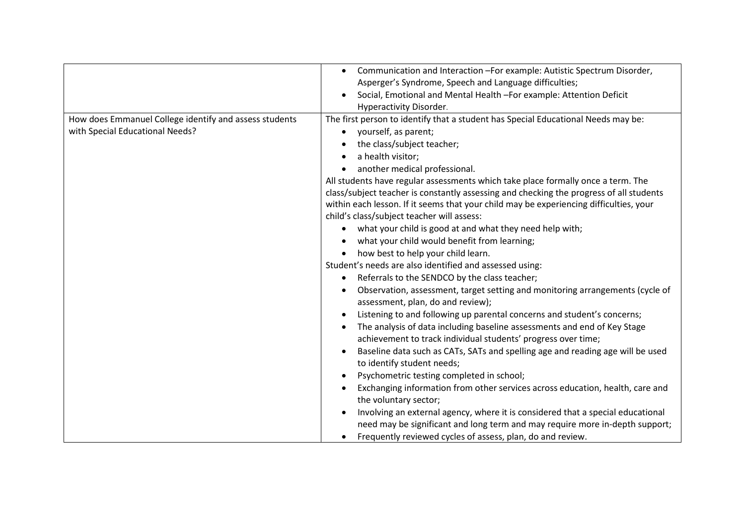| | |
|---|---|
| | • Communication and Interaction –For example: Autistic Spectrum Disorder, Asperger's Syndrome, Speech and Language difficulties;<br>• Social, Emotional and Mental Health –For example: Attention Deficit Hyperactivity Disorder. |
| How does Emmanuel College identify and assess students with Special Educational Needs? | The first person to identify that a student has Special Educational Needs may be:<br>• yourself, as parent;<br>• the class/subject teacher;<br>• a health visitor;<br>• another medical professional.<br>All students have regular assessments which take place formally once a term. The class/subject teacher is constantly assessing and checking the progress of all students within each lesson. If it seems that your child may be experiencing difficulties, your child's class/subject teacher will assess:<br>• what your child is good at and what they need help with;<br>• what your child would benefit from learning;<br>• how best to help your child learn.<br>Student's needs are also identified and assessed using:<br>• Referrals to the SENDCO by the class teacher;<br>• Observation, assessment, target setting and monitoring arrangements (cycle of assessment, plan, do and review);<br>• Listening to and following up parental concerns and student's concerns;<br>• The analysis of data including baseline assessments and end of Key Stage achievement to track individual students' progress over time;<br>• Baseline data such as CATs, SATs and spelling age and reading age will be used to identify student needs;<br>• Psychometric testing completed in school;<br>• Exchanging information from other services across education, health, care and the voluntary sector;<br>• Involving an external agency, where it is considered that a special educational need may be significant and long term and may require more in-depth support;<br>• Frequently reviewed cycles of assess, plan, do and review. |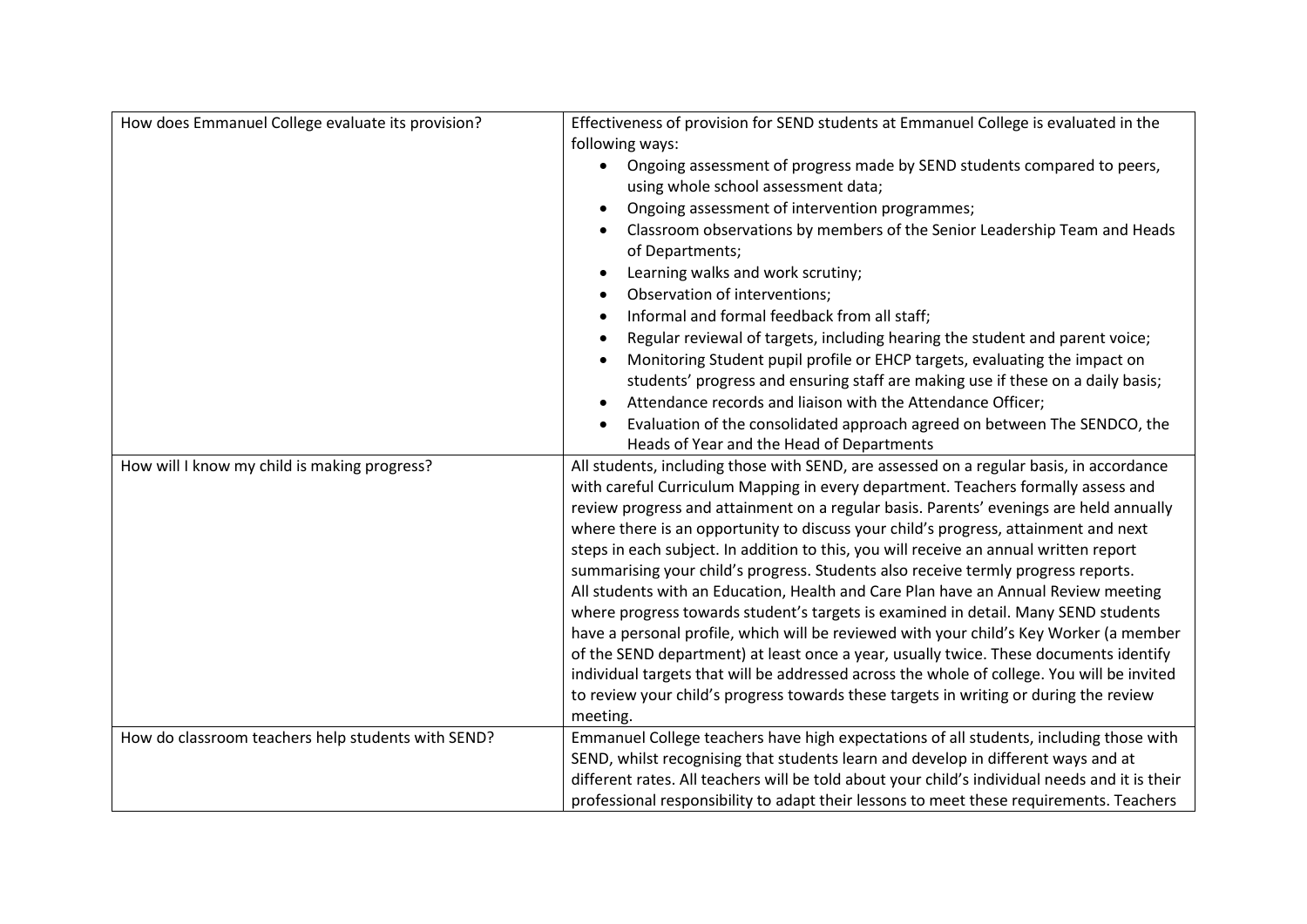| | |
|---|---|
| How does Emmanuel College evaluate its provision? | Effectiveness of provision for SEND students at Emmanuel College is evaluated in the following ways:<br>• Ongoing assessment of progress made by SEND students compared to peers, using whole school assessment data;<br>• Ongoing assessment of intervention programmes;<br>• Classroom observations by members of the Senior Leadership Team and Heads of Departments;<br>• Learning walks and work scrutiny;<br>• Observation of interventions;<br>• Informal and formal feedback from all staff;<br>• Regular reviewal of targets, including hearing the student and parent voice;<br>• Monitoring Student pupil profile or EHCP targets, evaluating the impact on students' progress and ensuring staff are making use if these on a daily basis;<br>• Attendance records and liaison with the Attendance Officer;<br>• Evaluation of the consolidated approach agreed on between The SENDCO, the Heads of Year and the Head of Departments |
| How will I know my child is making progress? | All students, including those with SEND, are assessed on a regular basis, in accordance with careful Curriculum Mapping in every department. Teachers formally assess and review progress and attainment on a regular basis. Parents' evenings are held annually where there is an opportunity to discuss your child's progress, attainment and next steps in each subject. In addition to this, you will receive an annual written report summarising your child's progress. Students also receive termly progress reports.<br>All students with an Education, Health and Care Plan have an Annual Review meeting where progress towards student's targets is examined in detail. Many SEND students have a personal profile, which will be reviewed with your child's Key Worker (a member of the SEND department) at least once a year, usually twice. These documents identify individual targets that will be addressed across the whole of college. You will be invited to review your child's progress towards these targets in writing or during the review meeting. |
| How do classroom teachers help students with SEND? | Emmanuel College teachers have high expectations of all students, including those with SEND, whilst recognising that students learn and develop in different ways and at different rates. All teachers will be told about your child's individual needs and it is their professional responsibility to adapt their lessons to meet these requirements. Teachers |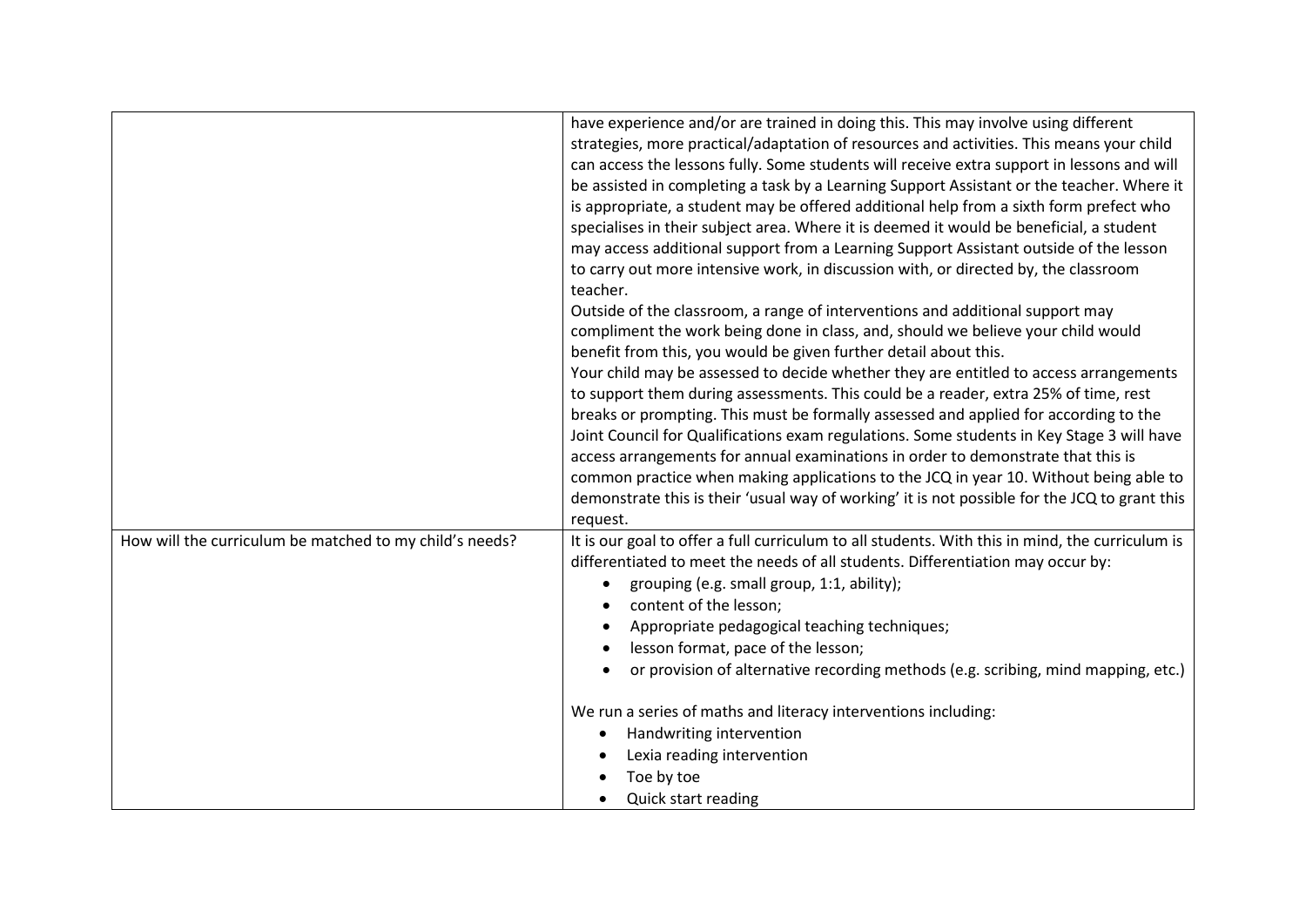| | |
|---|---|
| | have experience and/or are trained in doing this. This may involve using different strategies, more practical/adaptation of resources and activities. This means your child can access the lessons fully. Some students will receive extra support in lessons and will be assisted in completing a task by a Learning Support Assistant or the teacher. Where it is appropriate, a student may be offered additional help from a sixth form prefect who specialises in their subject area. Where it is deemed it would be beneficial, a student may access additional support from a Learning Support Assistant outside of the lesson to carry out more intensive work, in discussion with, or directed by, the classroom teacher.<br>Outside of the classroom, a range of interventions and additional support may compliment the work being done in class, and, should we believe your child would benefit from this, you would be given further detail about this.<br>Your child may be assessed to decide whether they are entitled to access arrangements to support them during assessments. This could be a reader, extra 25% of time, rest breaks or prompting. This must be formally assessed and applied for according to the Joint Council for Qualifications exam regulations. Some students in Key Stage 3 will have access arrangements for annual examinations in order to demonstrate that this is common practice when making applications to the JCQ in year 10. Without being able to demonstrate this is their 'usual way of working' it is not possible for the JCQ to grant this request. |
| How will the curriculum be matched to my child's needs? | It is our goal to offer a full curriculum to all students. With this in mind, the curriculum is differentiated to meet the needs of all students. Differentiation may occur by:<br>• grouping (e.g. small group, 1:1, ability);<br>• content of the lesson;<br>• Appropriate pedagogical teaching techniques;<br>• lesson format, pace of the lesson;<br>• or provision of alternative recording methods (e.g. scribing, mind mapping, etc.)<br><br>We run a series of maths and literacy interventions including:<br>• Handwriting intervention<br>• Lexia reading intervention<br>• Toe by toe<br>• Quick start reading |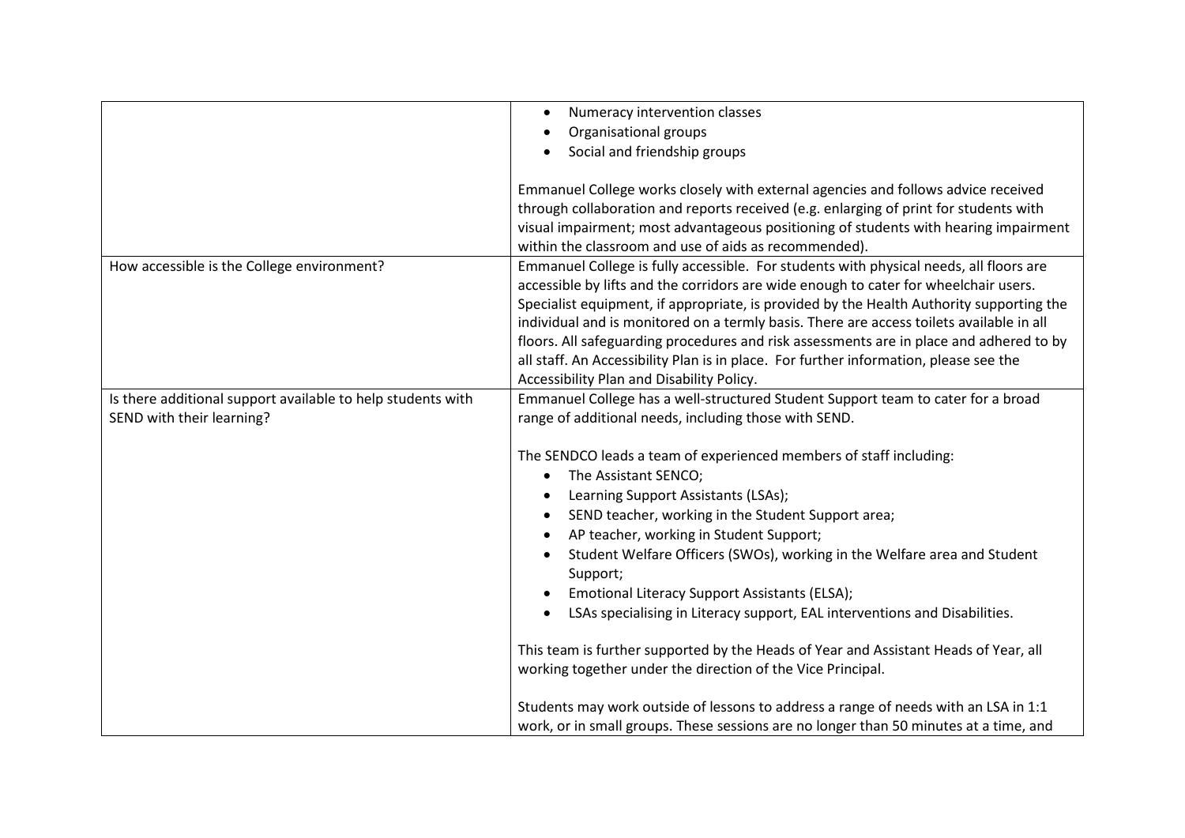| | |
|---|---|
| | • Numeracy intervention classes<br>• Organisational groups<br>• Social and friendship groups<br><br>Emmanuel College works closely with external agencies and follows advice received through collaboration and reports received (e.g. enlarging of print for students with visual impairment; most advantageous positioning of students with hearing impairment within the classroom and use of aids as recommended). |
| How accessible is the College environment? | Emmanuel College is fully accessible. For students with physical needs, all floors are accessible by lifts and the corridors are wide enough to cater for wheelchair users. Specialist equipment, if appropriate, is provided by the Health Authority supporting the individual and is monitored on a termly basis. There are access toilets available in all floors. All safeguarding procedures and risk assessments are in place and adhered to by all staff. An Accessibility Plan is in place. For further information, please see the Accessibility Plan and Disability Policy. |
| Is there additional support available to help students with SEND with their learning? | Emmanuel College has a well-structured Student Support team to cater for a broad range of additional needs, including those with SEND.<br><br>The SENDCO leads a team of experienced members of staff including:<br>• The Assistant SENCO;<br>• Learning Support Assistants (LSAs);<br>• SEND teacher, working in the Student Support area;<br>• AP teacher, working in Student Support;<br>• Student Welfare Officers (SWOs), working in the Welfare area and Student Support;<br>• Emotional Literacy Support Assistants (ELSA);<br>• LSAs specialising in Literacy support, EAL interventions and Disabilities.<br><br>This team is further supported by the Heads of Year and Assistant Heads of Year, all working together under the direction of the Vice Principal.<br><br>Students may work outside of lessons to address a range of needs with an LSA in 1:1 work, or in small groups. These sessions are no longer than 50 minutes at a time, and |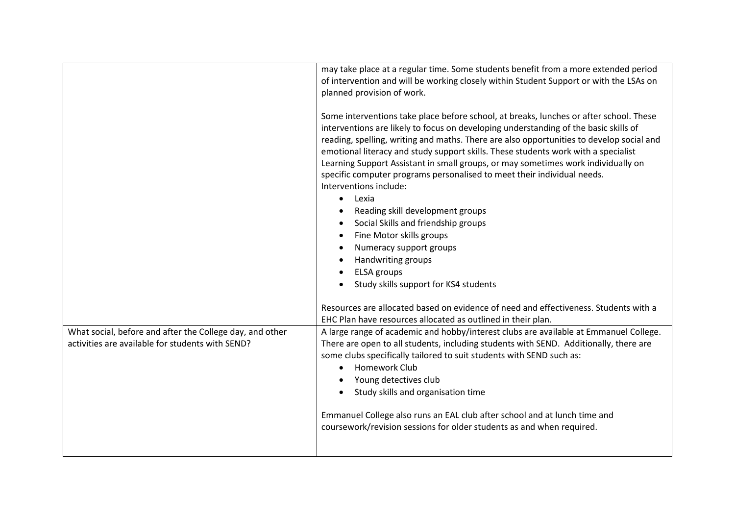| | |
|---|---|
| | may take place at a regular time. Some students benefit from a more extended period of intervention and will be working closely within Student Support or with the LSAs on planned provision of work.<br><br>Some interventions take place before school, at breaks, lunches or after school. These interventions are likely to focus on developing understanding of the basic skills of reading, spelling, writing and maths. There are also opportunities to develop social and emotional literacy and study support skills. These students work with a specialist Learning Support Assistant in small groups, or may sometimes work individually on specific computer programs personalised to meet their individual needs.<br>Interventions include:<br>• Lexia<br>• Reading skill development groups<br>• Social Skills and friendship groups<br>• Fine Motor skills groups<br>• Numeracy support groups<br>• Handwriting groups<br>• ELSA groups<br>• Study skills support for KS4 students<br><br>Resources are allocated based on evidence of need and effectiveness. Students with a EHC Plan have resources allocated as outlined in their plan. |
| What social, before and after the College day, and other activities are available for students with SEND? | A large range of academic and hobby/interest clubs are available at Emmanuel College. There are open to all students, including students with SEND. Additionally, there are some clubs specifically tailored to suit students with SEND such as:<br>• Homework Club<br>• Young detectives club<br>• Study skills and organisation time<br><br>Emmanuel College also runs an EAL club after school and at lunch time and coursework/revision sessions for older students as and when required. |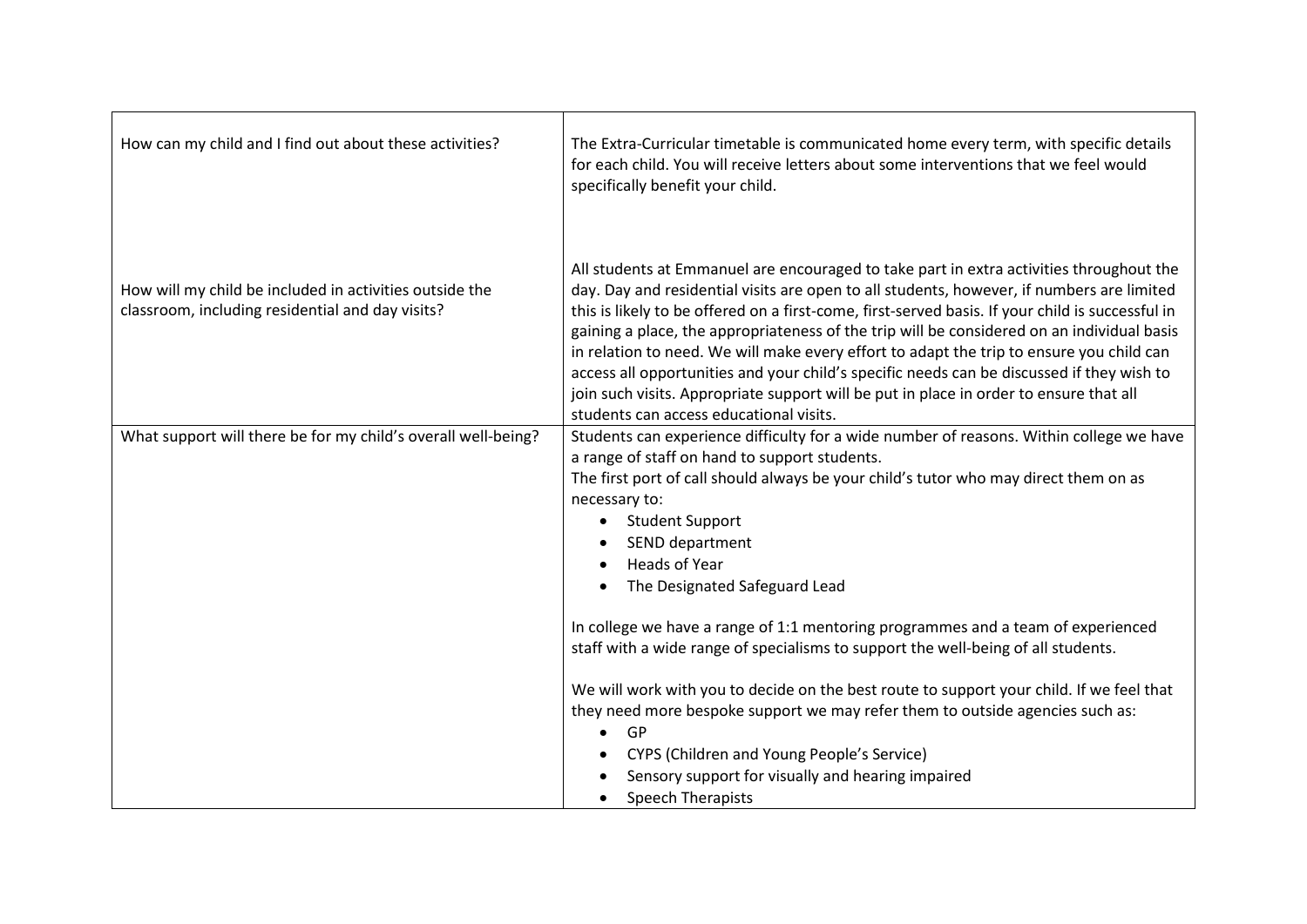| | |
|---|---|
| How can my child and I find out about these activities? | The Extra-Curricular timetable is communicated home every term, with specific details for each child. You will receive letters about some interventions that we feel would specifically benefit your child. |
| How will my child be included in activities outside the classroom, including residential and day visits? | All students at Emmanuel are encouraged to take part in extra activities throughout the day. Day and residential visits are open to all students, however, if numbers are limited this is likely to be offered on a first-come, first-served basis. If your child is successful in gaining a place, the appropriateness of the trip will be considered on an individual basis in relation to need. We will make every effort to adapt the trip to ensure you child can access all opportunities and your child's specific needs can be discussed if they wish to join such visits. Appropriate support will be put in place in order to ensure that all students can access educational visits. |
| What support will there be for my child's overall well-being? | Students can experience difficulty for a wide number of reasons. Within college we have a range of staff on hand to support students.<br>The first port of call should always be your child's tutor who may direct them on as necessary to:<br>• Student Support<br>• SEND department<br>• Heads of Year<br>• The Designated Safeguard Lead<br><br>In college we have a range of 1:1 mentoring programmes and a team of experienced staff with a wide range of specialisms to support the well-being of all students.<br><br>We will work with you to decide on the best route to support your child. If we feel that they need more bespoke support we may refer them to outside agencies such as:<br>• GP<br>• CYPS (Children and Young People's Service)<br>• Sensory support for visually and hearing impaired<br>• Speech Therapists |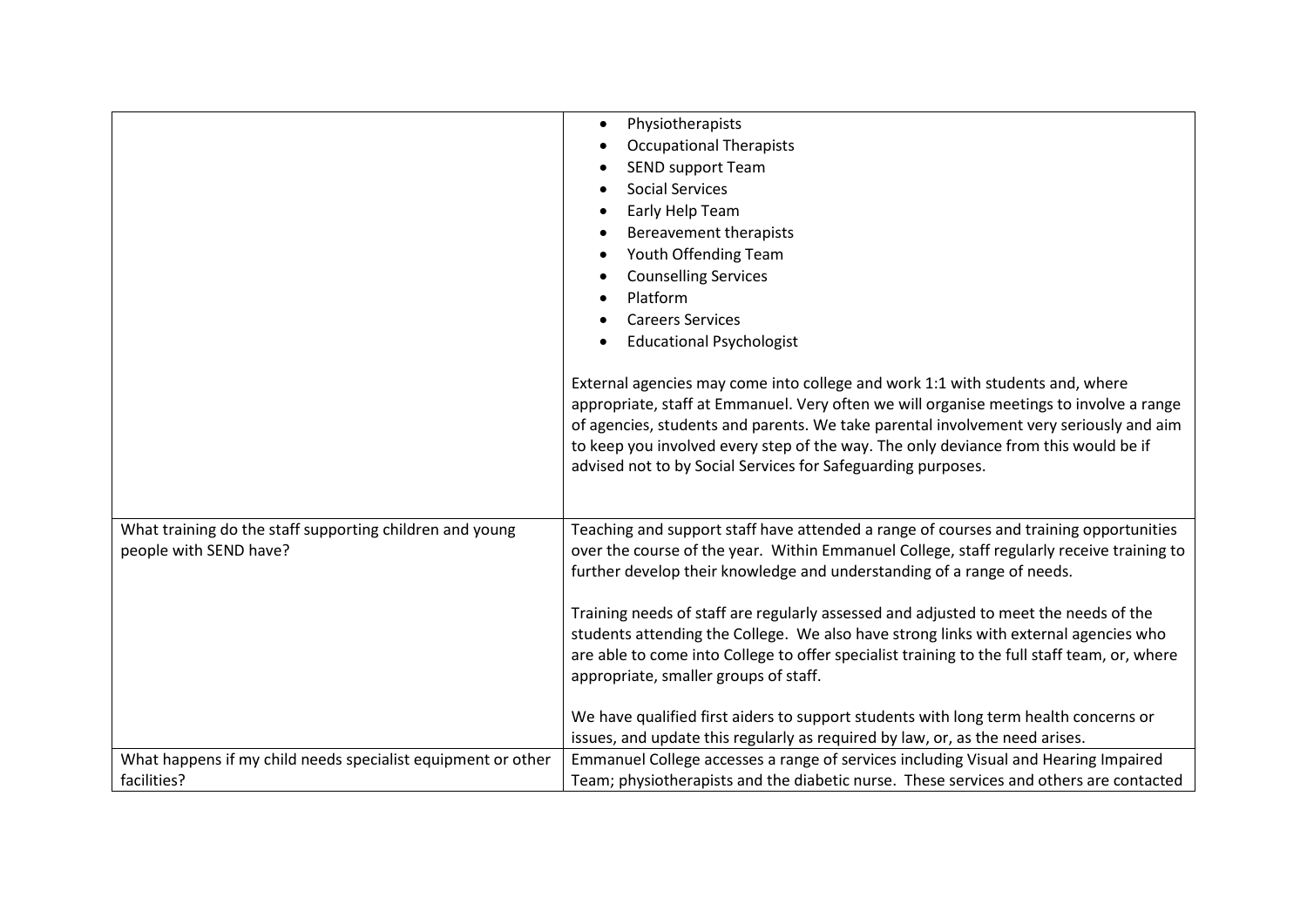| | |
|---|---|
| | • Physiotherapists<br>• Occupational Therapists<br>• SEND support Team<br>• Social Services<br>• Early Help Team<br>• Bereavement therapists<br>• Youth Offending Team<br>• Counselling Services<br>• Platform<br>• Careers Services<br>• Educational Psychologist<br><br>External agencies may come into college and work 1:1 with students and, where appropriate, staff at Emmanuel. Very often we will organise meetings to involve a range of agencies, students and parents. We take parental involvement very seriously and aim to keep you involved every step of the way. The only deviance from this would be if advised not to by Social Services for Safeguarding purposes. |
| What training do the staff supporting children and young people with SEND have? | Teaching and support staff have attended a range of courses and training opportunities over the course of the year. Within Emmanuel College, staff regularly receive training to further develop their knowledge and understanding of a range of needs.<br><br>Training needs of staff are regularly assessed and adjusted to meet the needs of the students attending the College. We also have strong links with external agencies who are able to come into College to offer specialist training to the full staff team, or, where appropriate, smaller groups of staff.<br><br>We have qualified first aiders to support students with long term health concerns or issues, and update this regularly as required by law, or, as the need arises. |
| What happens if my child needs specialist equipment or other facilities? | Emmanuel College accesses a range of services including Visual and Hearing Impaired Team; physiotherapists and the diabetic nurse. These services and others are contacted |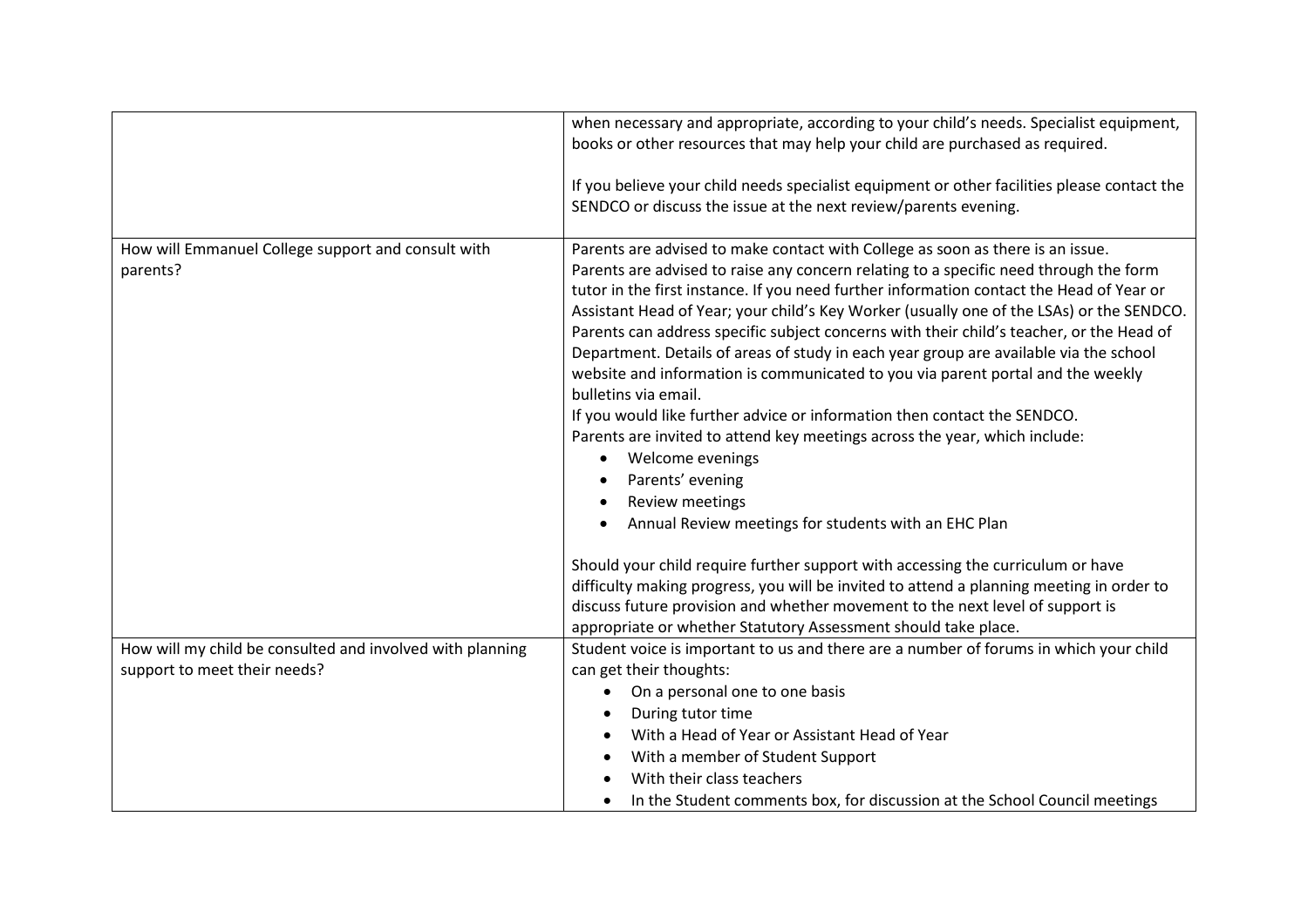| | |
|---|---|
| | when necessary and appropriate, according to your child's needs. Specialist equipment, books or other resources that may help your child are purchased as required.<br><br>If you believe your child needs specialist equipment or other facilities please contact the SENDCO or discuss the issue at the next review/parents evening. |
| How will Emmanuel College support and consult with parents? | Parents are advised to make contact with College as soon as there is an issue.<br>Parents are advised to raise any concern relating to a specific need through the form tutor in the first instance. If you need further information contact the Head of Year or Assistant Head of Year; your child's Key Worker (usually one of the LSAs) or the SENDCO. Parents can address specific subject concerns with their child's teacher, or the Head of Department. Details of areas of study in each year group are available via the school website and information is communicated to you via parent portal and the weekly bulletins via email.<br>If you would like further advice or information then contact the SENDCO.<br>Parents are invited to attend key meetings across the year, which include:<br>• Welcome evenings<br>• Parents' evening<br>• Review meetings<br>• Annual Review meetings for students with an EHC Plan<br><br>Should your child require further support with accessing the curriculum or have difficulty making progress, you will be invited to attend a planning meeting in order to discuss future provision and whether movement to the next level of support is appropriate or whether Statutory Assessment should take place. |
| How will my child be consulted and involved with planning support to meet their needs? | Student voice is important to us and there are a number of forums in which your child can get their thoughts:<br>• On a personal one to one basis<br>• During tutor time<br>• With a Head of Year or Assistant Head of Year<br>• With a member of Student Support<br>• With their class teachers<br>• In the Student comments box, for discussion at the School Council meetings |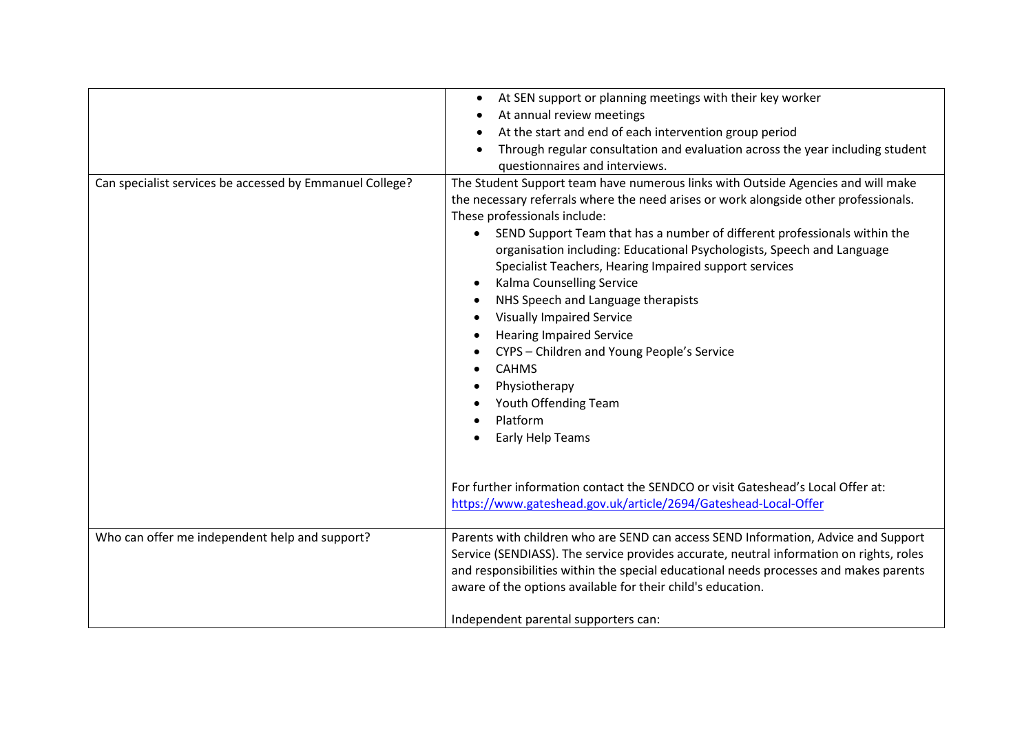| | |
|---|---|
| | • At SEN support or planning meetings with their key worker<br>• At annual review meetings<br>• At the start and end of each intervention group period<br>• Through regular consultation and evaluation across the year including student questionnaires and interviews. |
| Can specialist services be accessed by Emmanuel College? | The Student Support team have numerous links with Outside Agencies and will make the necessary referrals where the need arises or work alongside other professionals. These professionals include:<br>• SEND Support Team that has a number of different professionals within the organisation including: Educational Psychologists, Speech and Language Specialist Teachers, Hearing Impaired support services<br>• Kalma Counselling Service<br>• NHS Speech and Language therapists<br>• Visually Impaired Service<br>• Hearing Impaired Service<br>• CYPS – Children and Young People's Service<br>• CAHMS<br>• Physiotherapy<br>• Youth Offending Team<br>• Platform<br>• Early Help Teams<br><br>For further information contact the SENDCO or visit Gateshead's Local Offer at: [https://www.gateshead.gov.uk/article/2694/Gateshead-Local-Offer](https://www.gateshead.gov.uk/article/2694/Gateshead-Local-Offer) |
| Who can offer me independent help and support? | Parents with children who are SEND can access SEND Information, Advice and Support Service (SENDIASS). The service provides accurate, neutral information on rights, roles and responsibilities within the special educational needs processes and makes parents aware of the options available for their child's education.<br><br>Independent parental supporters can: |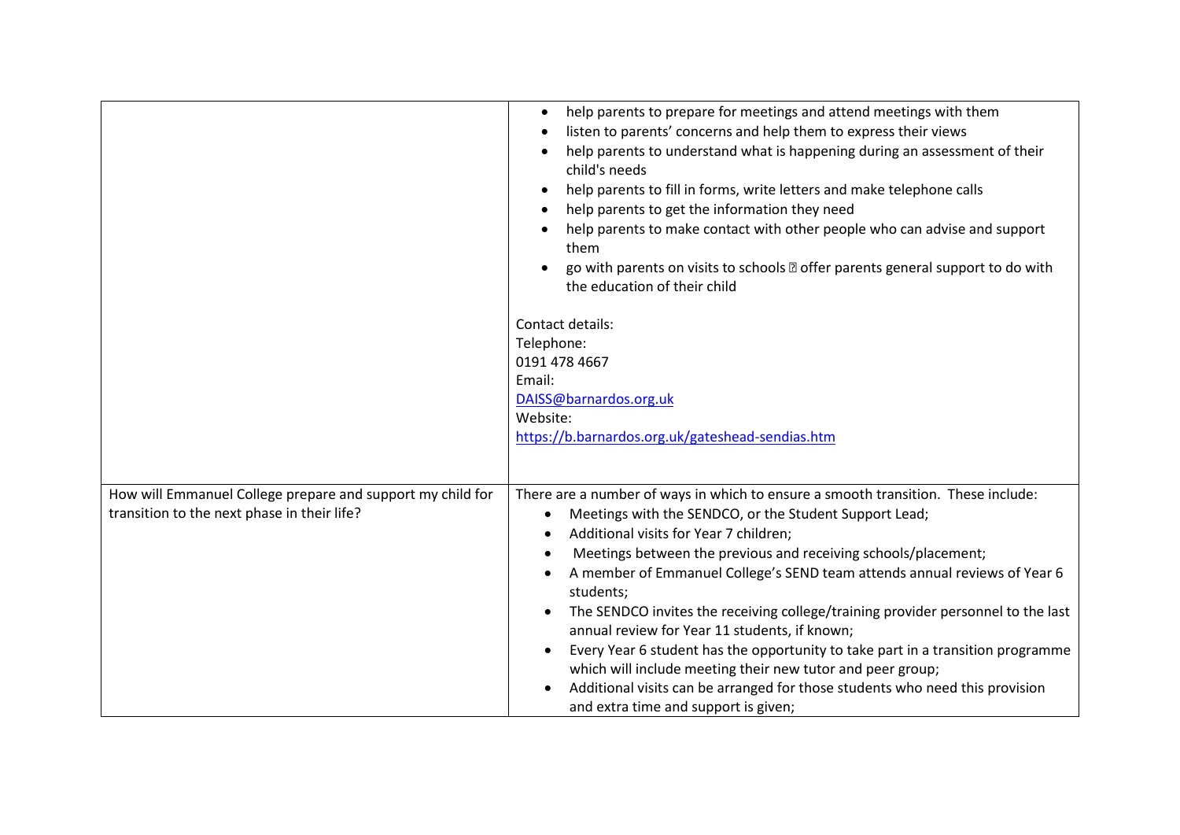| | |
|---|---|
| | • help parents to prepare for meetings and attend meetings with them<br>• listen to parents' concerns and help them to express their views<br>• help parents to understand what is happening during an assessment of their child's needs<br>• help parents to fill in forms, write letters and make telephone calls<br>• help parents to get the information they need<br>• help parents to make contact with other people who can advise and support them<br>• go with parents on visits to schools  offer parents general support to do with the education of their child<br><br>Contact details:<br>Telephone:<br>0191 478 4667<br>Email:<br>[DAISS@barnardos.org.uk](mailto:DAISS@barnardos.org.uk)<br>Website:<br>[https://b.barnardos.org.uk/gateshead-sendias.htm](https://b.barnardos.org.uk/gateshead-sendias.htm) |
| How will Emmanuel College prepare and support my child for transition to the next phase in their life? | There are a number of ways in which to ensure a smooth transition. These include:<br>• Meetings with the SENDCO, or the Student Support Lead;<br>• Additional visits for Year 7 children;<br>• Meetings between the previous and receiving schools/placement;<br>• A member of Emmanuel College's SEND team attends annual reviews of Year 6 students;<br>• The SENDCO invites the receiving college/training provider personnel to the last annual review for Year 11 students, if known;<br>• Every Year 6 student has the opportunity to take part in a transition programme which will include meeting their new tutor and peer group;<br>• Additional visits can be arranged for those students who need this provision and extra time and support is given; |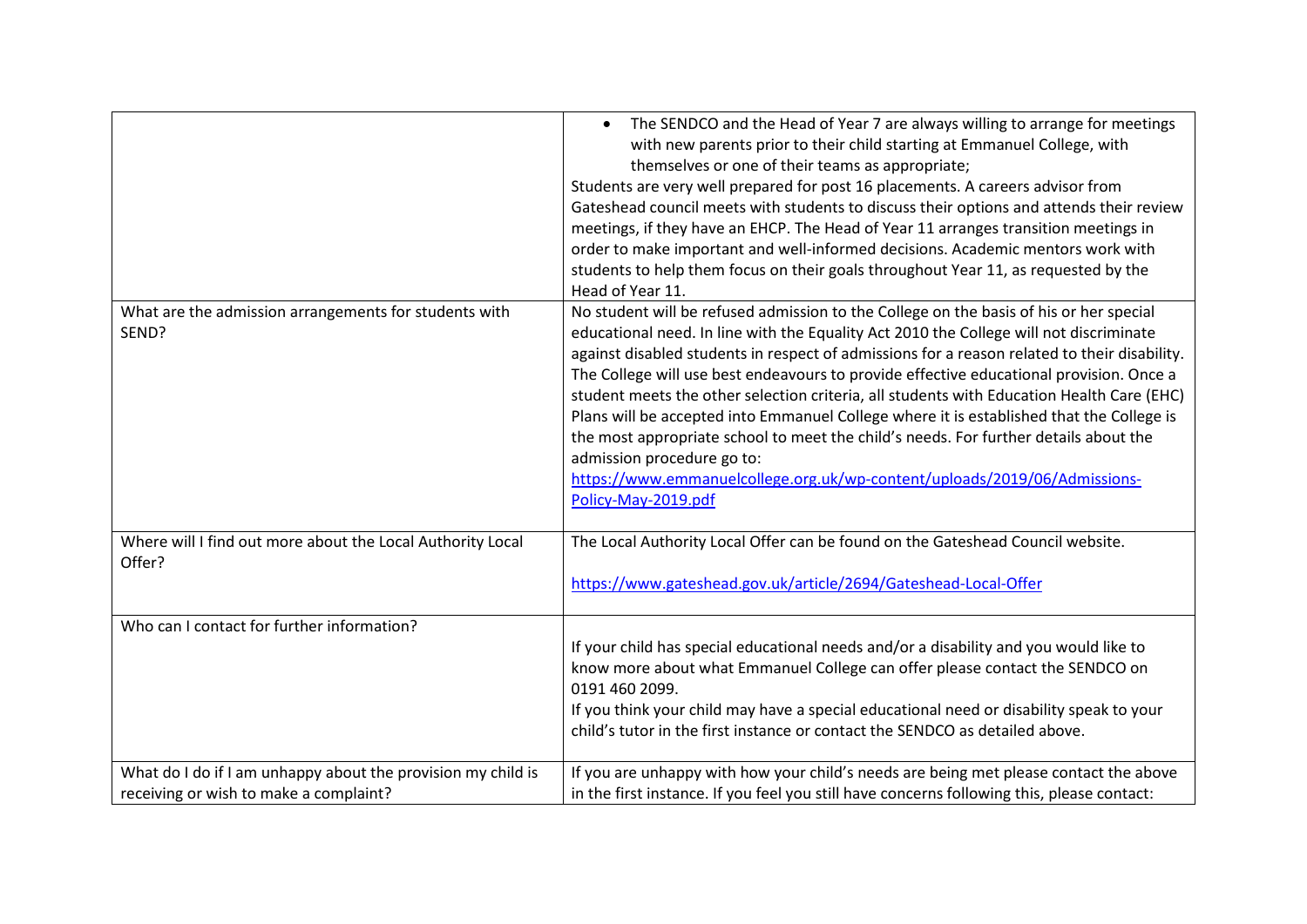| | |
|---|---|
| | • The SENDCO and the Head of Year 7 are always willing to arrange for meetings with new parents prior to their child starting at Emmanuel College, with themselves or one of their teams as appropriate;<br>Students are very well prepared for post 16 placements. A careers advisor from Gateshead council meets with students to discuss their options and attends their review meetings, if they have an EHCP. The Head of Year 11 arranges transition meetings in order to make important and well-informed decisions. Academic mentors work with students to help them focus on their goals throughout Year 11, as requested by the Head of Year 11. |
| What are the admission arrangements for students with SEND? | No student will be refused admission to the College on the basis of his or her special educational need. In line with the Equality Act 2010 the College will not discriminate against disabled students in respect of admissions for a reason related to their disability. The College will use best endeavours to provide effective educational provision. Once a student meets the other selection criteria, all students with Education Health Care (EHC) Plans will be accepted into Emmanuel College where it is established that the College is the most appropriate school to meet the child's needs. For further details about the admission procedure go to:<br>https://www.emmanuelcollege.org.uk/wp-content/uploads/2019/06/Admissions-Policy-May-2019.pdf |
| Where will I find out more about the Local Authority Local Offer? | The Local Authority Local Offer can be found on the Gateshead Council website.<br><br>https://www.gateshead.gov.uk/article/2694/Gateshead-Local-Offer |
| Who can I contact for further information? | If your child has special educational needs and/or a disability and you would like to know more about what Emmanuel College can offer please contact the SENDCO on 0191 460 2099.<br>If you think your child may have a special educational need or disability speak to your child's tutor in the first instance or contact the SENDCO as detailed above. |
| What do I do if I am unhappy about the provision my child is receiving or wish to make a complaint? | If you are unhappy with how your child's needs are being met please contact the above in the first instance. If you feel you still have concerns following this, please contact: |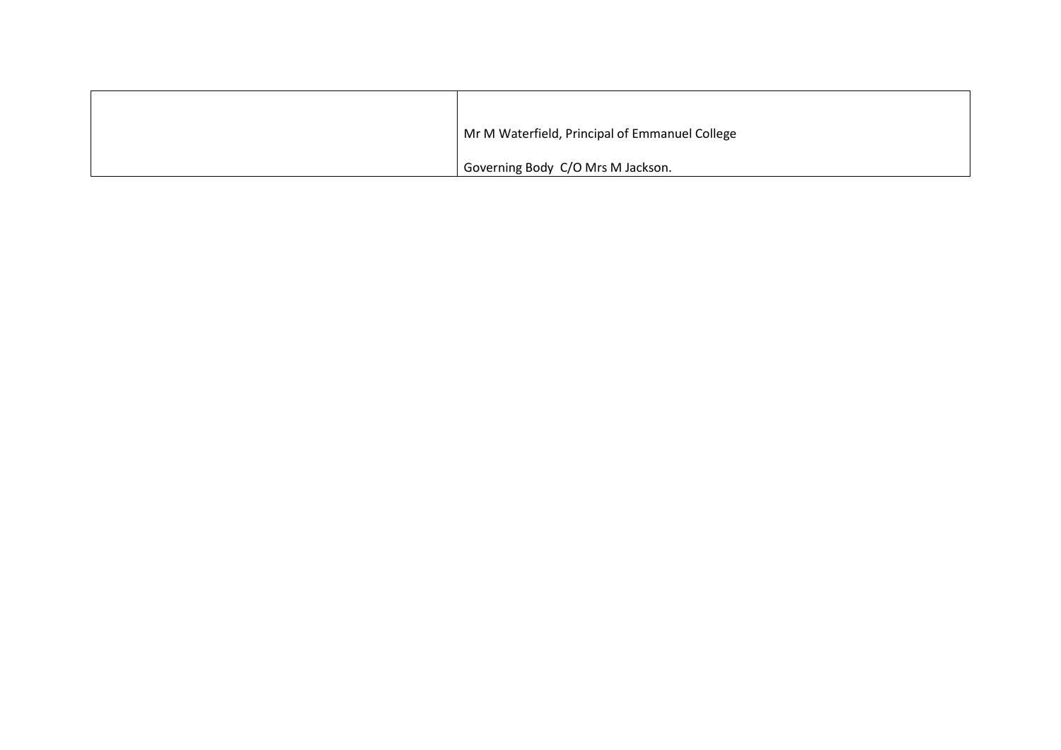| | |
|---|---|
| | Mr M Waterfield, Principal of Emmanuel College<br><br>Governing Body  C/O Mrs M Jackson. |